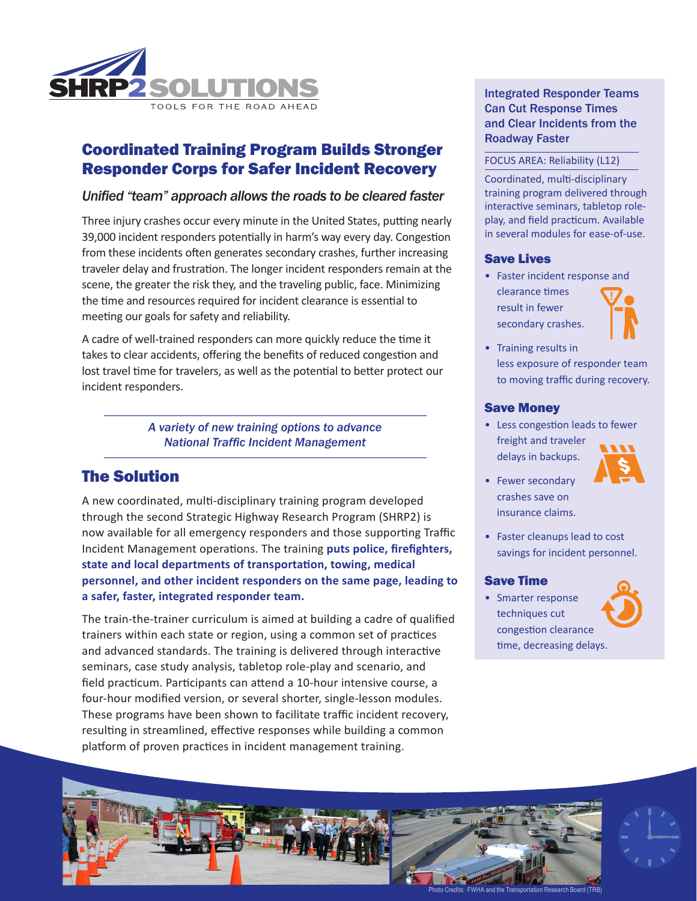SHRP2 SOLUTIONS

TOOLS FOR THE ROAD AHEAD

# Coordinated Training Program Builds Stronger Responder Corps for Safer Incident Recovery

*Unified "team" approach allows the roads to be cleared faster*

Three injury crashes occur every minute in the United States, putting nearly 39,000 incident responders potentially in harm's way every day. Congestion from these incidents often generates secondary crashes, further increasing traveler delay and frustration. The longer incident responders remain at the scene, the greater the risk they, and the traveling public, face. Minimizing the time and resources required for incident clearance is essential to meeting our goals for safety and reliability.

A cadre of well-trained responders can more quickly reduce the time it takes to clear accidents, offering the benefits of reduced congestion and lost travel time for travelers, as well as the potential to better protect our incident responders.

*A variety of new training options to advance National Traffic Incident Management*

## The Solution

A new coordinated, multi-disciplinary training program developed through the second Strategic Highway Research Program (SHRP2) is now available for all emergency responders and those supporting Traffic Incident Management operations. The training **puts police, firefighters, state and local departments of transportation, towing, medical personnel, and other incident responders on the same page, leading to a safer, faster, integrated responder team.**

The train-the-trainer curriculum is aimed at building a cadre of qualified trainers within each state or region, using a common set of practices and advanced standards. The training is delivered through interactive seminars, case study analysis, tabletop role-play and scenario, and field practicum. Participants can attend a 10-hour intensive course, a four-hour modified version, or several shorter, single-lesson modules. These programs have been shown to facilitate traffic incident recovery, resulting in streamlined, effective responses while building a common platform of proven practices in incident management training.

### Integrated Responder Teams Can Cut Response Times and Clear Incidents from the Roadway Faster

FOCUS AREA: Reliability (L12)

Coordinated, multi-disciplinary training program delivered through interactive seminars, tabletop role-play, and field practicum. Available in several modules for ease-of-use.

### Save Lives

- Faster incident response and clearance times result in fewer secondary crashes.
- Training results in less exposure of responder team to moving traffic during recovery.

### Save Money

- Less congestion leads to fewer freight and traveler delays in backups.
- Fewer secondary crashes save on insurance claims.
- Faster cleanups lead to cost savings for incident personnel.

### Save Time

- Smarter response techniques cut congestion clearance time, decreasing delays.

Photo Credits: FWHA and the Transportation Research Board (TRB)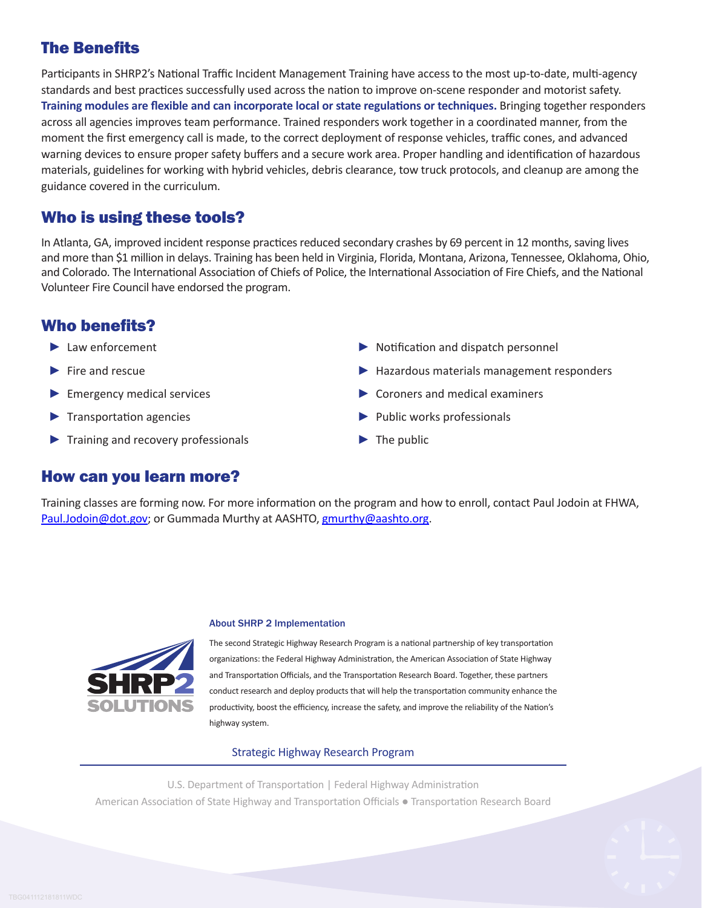## The Benefits

Participants in SHRP2's National Traffic Incident Management Training have access to the most up-to-date, multi-agency standards and best practices successfully used across the nation to improve on-scene responder and motorist safety. **Training modules are flexible and can incorporate local or state regulations or techniques.** Bringing together responders across all agencies improves team performance. Trained responders work together in a coordinated manner, from the moment the first emergency call is made, to the correct deployment of response vehicles, traffic cones, and advanced warning devices to ensure proper safety buffers and a secure work area. Proper handling and identification of hazardous materials, guidelines for working with hybrid vehicles, debris clearance, tow truck protocols, and cleanup are among the guidance covered in the curriculum.

## Who is using these tools?

In Atlanta, GA, improved incident response practices reduced secondary crashes by 69 percent in 12 months, saving lives and more than $1 million in delays. Training has been held in Virginia, Florida, Montana, Arizona, Tennessee, Oklahoma, Ohio, and Colorado. The International Association of Chiefs of Police, the International Association of Fire Chiefs, and the National Volunteer Fire Council have endorsed the program.

## Who benefits?

- Law enforcement
- Fire and rescue
- Emergency medical services
- Transportation agencies
- Training and recovery professionals
- Notification and dispatch personnel
- Hazardous materials management responders
- Coroners and medical examiners
- Public works professionals
- The public

## How can you learn more?

Training classes are forming now. For more information on the program and how to enroll, contact Paul Jodoin at FHWA, Paul.Jodoin@dot.gov; or Gummada Murthy at AASHTO, gmurthy@aashto.org.

SHRP2 SOLUTIONS

### About SHRP 2 Implementation

The second Strategic Highway Research Program is a national partnership of key transportation organizations: the Federal Highway Administration, the American Association of State Highway and Transportation Officials, and the Transportation Research Board. Together, these partners conduct research and deploy products that will help the transportation community enhance the productivity, boost the efficiency, increase the safety, and improve the reliability of the Nation's highway system.

Strategic Highway Research Program

U.S. Department of Transportation | Federal Highway Administration

American Association of State Highway and Transportation Officials ● Transportation Research Board

TBG041112181811WDC